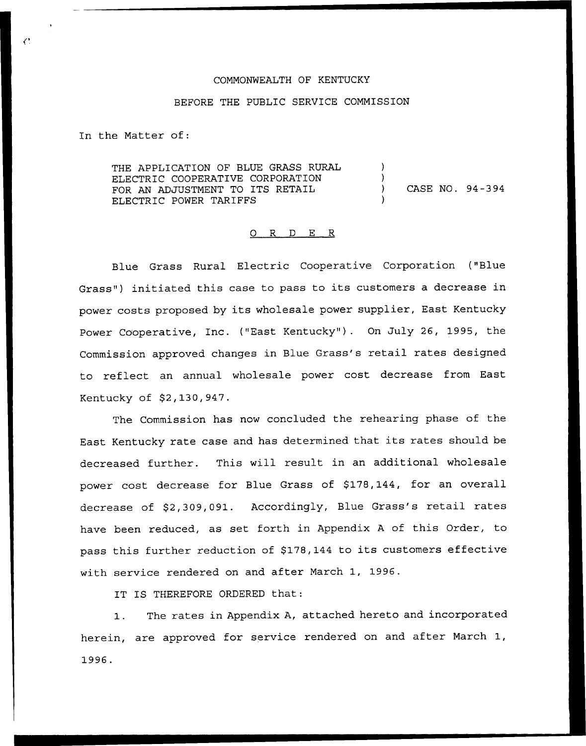COMMONWEALTH OF KENTUCKY

BEFORE THE PUBLIC SERVICE COMMISSION

In the Matter of:

| | | |
|---|---|---|
| THE APPLICATION OF BLUE GRASS RURAL ELECTRIC COOPERATIVE CORPORATION FOR AN ADJUSTMENT TO ITS RETAIL ELECTRIC POWER TARIFFS | ) | CASE NO. 94-394 |

## O R D E R

Blue Grass Rural Electric Cooperative Corporation ("Blue Grass") initiated this case to pass to its customers a decrease in power costs proposed by its wholesale power supplier, East Kentucky Power Cooperative, Inc. ("East Kentucky"). On July 26, 1995, the Commission approved changes in Blue Grass's retail rates designed to reflect an annual wholesale power cost decrease from East Kentucky of $2,130,947.

The Commission has now concluded the rehearing phase of the East Kentucky rate case and has determined that its rates should be decreased further. This will result in an additional wholesale power cost decrease for Blue Grass of $178,144, for an overall decrease of $2,309,091. Accordingly, Blue Grass's retail rates have been reduced, as set forth in Appendix A of this Order, to pass this further reduction of $178,144 to its customers effective with service rendered on and after March 1, 1996.

IT IS THEREFORE ORDERED that:

1. The rates in Appendix A, attached hereto and incorporated herein, are approved for service rendered on and after March 1, 1996.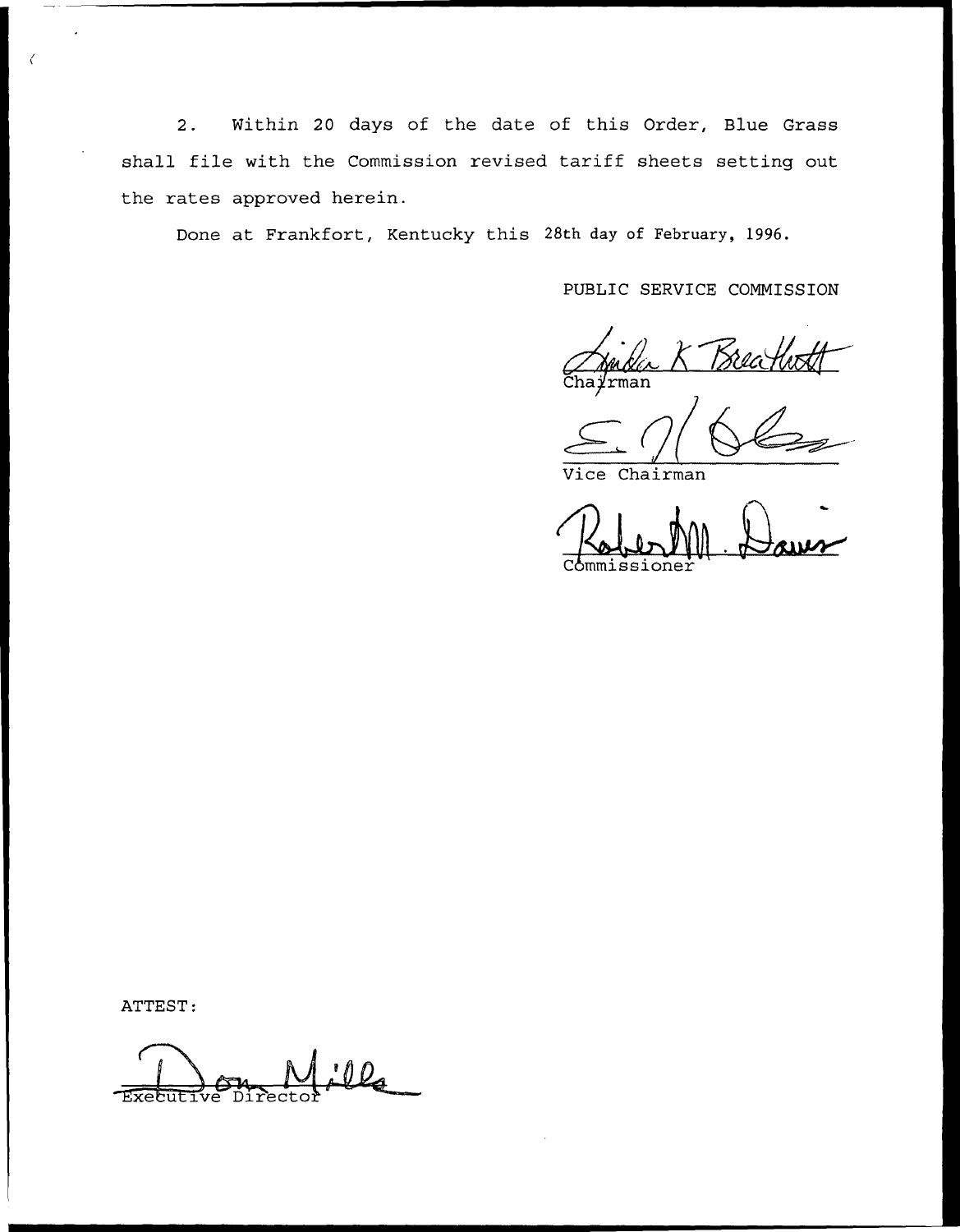2. Within 20 days of the date of this Order, Blue Grass shall file with the Commission revised tariff sheets setting out the rates approved herein.

Done at Frankfort, Kentucky this 28th day of February, 1996.

PUBLIC SERVICE COMMISSION

Chairman

Vice Chairman

Commissioner

ATTEST:

Executive Director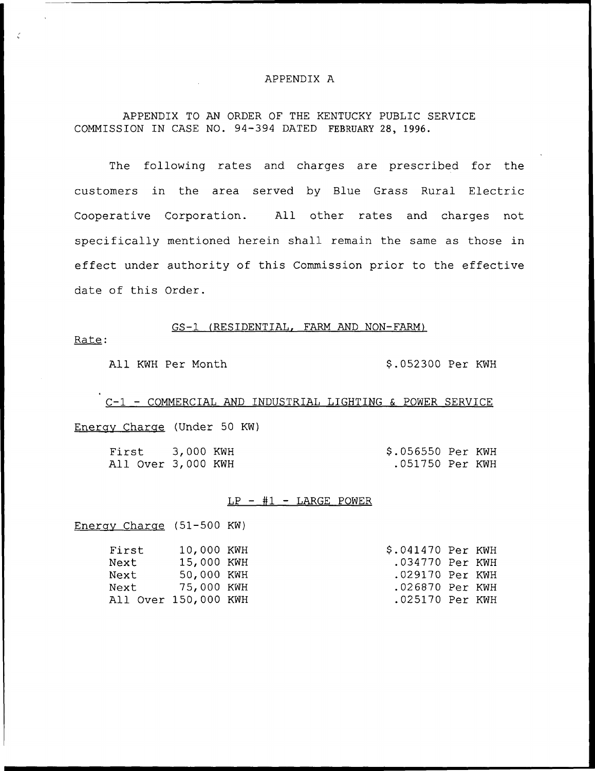# APPENDIX A

APPENDIX TO AN ORDER OF THE KENTUCKY PUBLIC SERVICE COMMISSION IN CASE NO. 94-394 DATED FEBRUARY 28, 1996.

The following rates and charges are prescribed for the customers in the area served by Blue Grass Rural Electric Cooperative Corporation. All other rates and charges not specifically mentioned herein shall remain the same as those in effect under authority of this Commission prior to the effective date of this Order.

## GS-1 (RESIDENTIAL, FARM AND NON-FARM)

Rate:

| | |
|---|---|
| All KWH Per Month | $.052300 Per KWH |

## C-1 - COMMERCIAL AND INDUSTRIAL LIGHTING & POWER SERVICE

Energy Charge (Under 50 KW)

| | |
|---|---|
| First 3,000 KWH | $.056550 Per KWH |
| All Over 3,000 KWH | .051750 Per KWH |

## LP - #1 - LARGE POWER

Energy Charge (51-500 KW)

| | |
|---|---|
| First 10,000 KWH | $.041470 Per KWH |
| Next 15,000 KWH | .034770 Per KWH |
| Next 50,000 KWH | .029170 Per KWH |
| Next 75,000 KWH | .026870 Per KWH |
| All Over 150,000 KWH | .025170 Per KWH |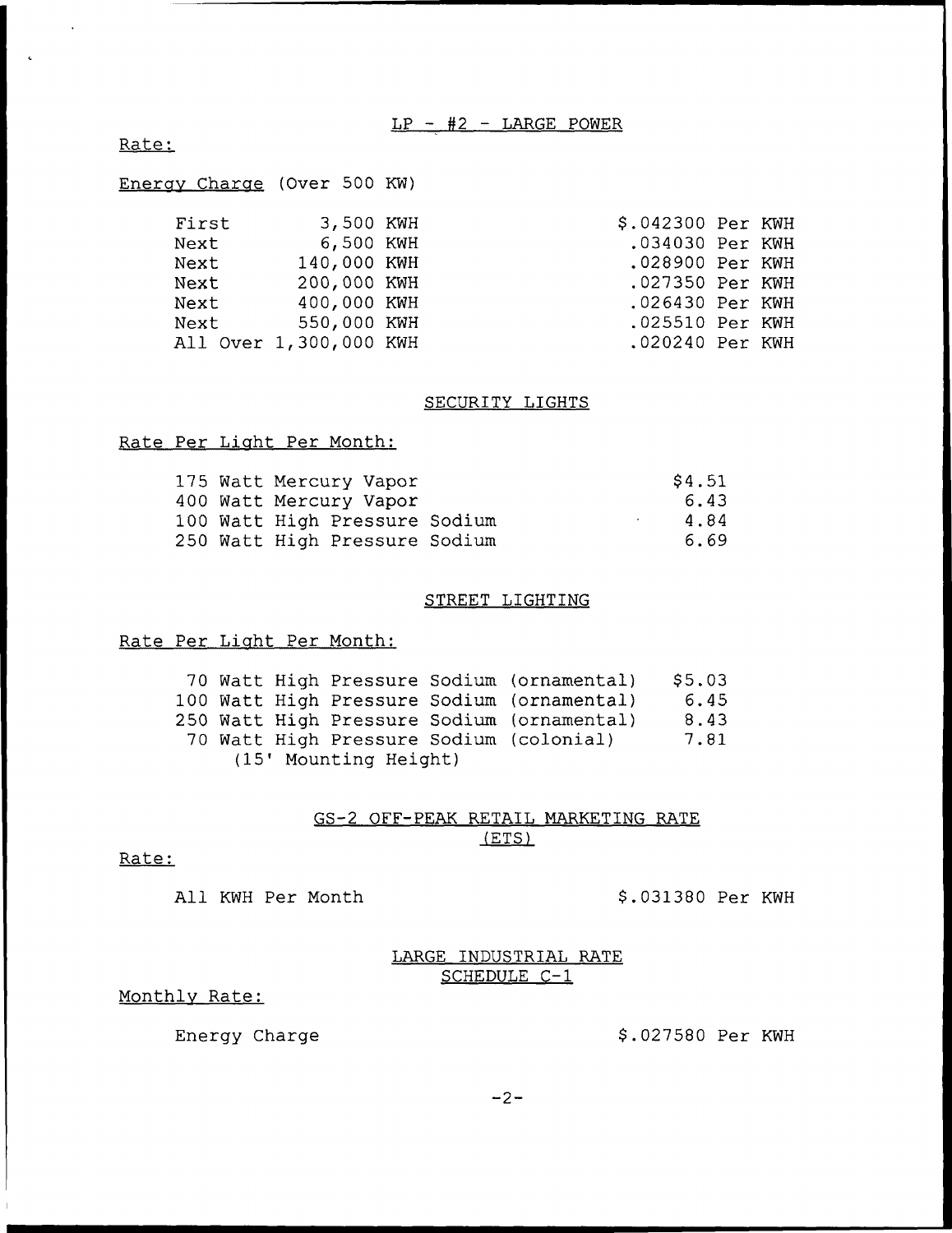## LP - #2 - LARGE POWER

Rate:

Energy Charge (Over 500 KW)

| | | |
|---|---|---|
| First | 3,500 KWH | $.042300 Per KWH |
| Next | 6,500 KWH | .034030 Per KWH |
| Next | 140,000 KWH | .028900 Per KWH |
| Next | 200,000 KWH | .027350 Per KWH |
| Next | 400,000 KWH | .026430 Per KWH |
| Next | 550,000 KWH | .025510 Per KWH |
| All Over | 1,300,000 KWH | .020240 Per KWH |

## SECURITY LIGHTS

Rate Per Light Per Month:

| | |
|---|---|
| 175 Watt Mercury Vapor | $4.51 |
| 400 Watt Mercury Vapor | 6.43 |
| 100 Watt High Pressure Sodium | 4.84 |
| 250 Watt High Pressure Sodium | 6.69 |

## STREET LIGHTING

Rate Per Light Per Month:

| | |
|---|---|
| 70 Watt High Pressure Sodium (ornamental) | $5.03 |
| 100 Watt High Pressure Sodium (ornamental) | 6.45 |
| 250 Watt High Pressure Sodium (ornamental) | 8.43 |
| 70 Watt High Pressure Sodium (colonial) (15' Mounting Height) | 7.81 |

## GS-2 OFF-PEAK RETAIL MARKETING RATE (ETS)

Rate:

All KWH Per Month $.031380 Per KWH

## LARGE INDUSTRIAL RATE SCHEDULE C-1

Monthly Rate:

Energy Charge $.027580 Per KWH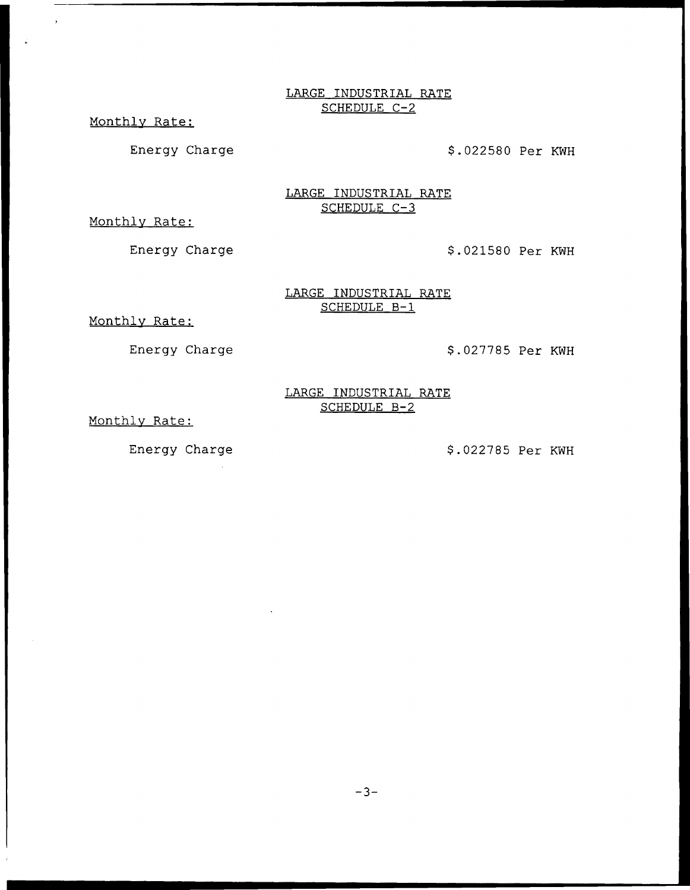## LARGE INDUSTRIAL RATE SCHEDULE C-2

Monthly Rate:

Energy Charge $.022580 Per KWH

## LARGE INDUSTRIAL RATE SCHEDULE C-3

Monthly Rate:

Energy Charge $.021580 Per KWH

## LARGE INDUSTRIAL RATE SCHEDULE B-1

Monthly Rate:

Energy Charge $.027785 Per KWH

## LARGE INDUSTRIAL RATE SCHEDULE B-2

Monthly Rate:

Energy Charge $.022785 Per KWH